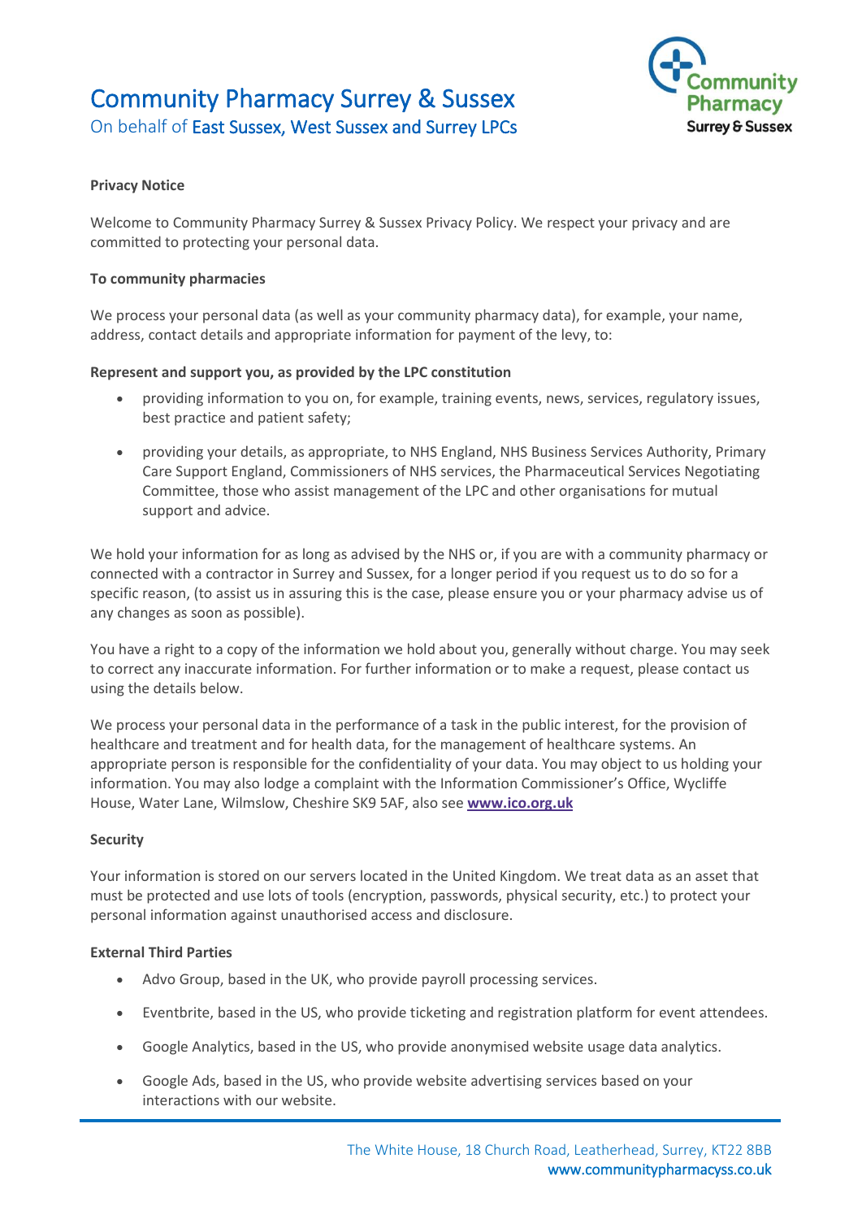# Community Pharmacy Surrey & Sussex

On behalf of East Sussex, West Sussex and Surrey LPCs

**Privacy Notice**

Welcome to Community Pharmacy Surrey & Sussex Privacy Policy. We respect your privacy and are committed to protecting your personal data.

**To community pharmacies**

We process your personal data (as well as your community pharmacy data), for example, your name, address, contact details and appropriate information for payment of the levy, to:

**Represent and support you, as provided by the LPC constitution**

- providing information to you on, for example, training events, news, services, regulatory issues, best practice and patient safety;
- providing your details, as appropriate, to NHS England, NHS Business Services Authority, Primary Care Support England, Commissioners of NHS services, the Pharmaceutical Services Negotiating Committee, those who assist management of the LPC and other organisations for mutual support and advice.

We hold your information for as long as advised by the NHS or, if you are with a community pharmacy or connected with a contractor in Surrey and Sussex, for a longer period if you request us to do so for a specific reason, (to assist us in assuring this is the case, please ensure you or your pharmacy advise us of any changes as soon as possible).

You have a right to a copy of the information we hold about you, generally without charge. You may seek to correct any inaccurate information. For further information or to make a request, please contact us using the details below.

We process your personal data in the performance of a task in the public interest, for the provision of healthcare and treatment and for health data, for the management of healthcare systems. An appropriate person is responsible for the confidentiality of your data. You may object to us holding your information. You may also lodge a complaint with the Information Commissioner's Office, Wycliffe House, Water Lane, Wilmslow, Cheshire SK9 5AF, also see **www.ico.org.uk**

**Security**

Your information is stored on our servers located in the United Kingdom. We treat data as an asset that must be protected and use lots of tools (encryption, passwords, physical security, etc.) to protect your personal information against unauthorised access and disclosure.

**External Third Parties**

- Advo Group, based in the UK, who provide payroll processing services.
- Eventbrite, based in the US, who provide ticketing and registration platform for event attendees.
- Google Analytics, based in the US, who provide anonymised website usage data analytics.
- Google Ads, based in the US, who provide website advertising services based on your interactions with our website.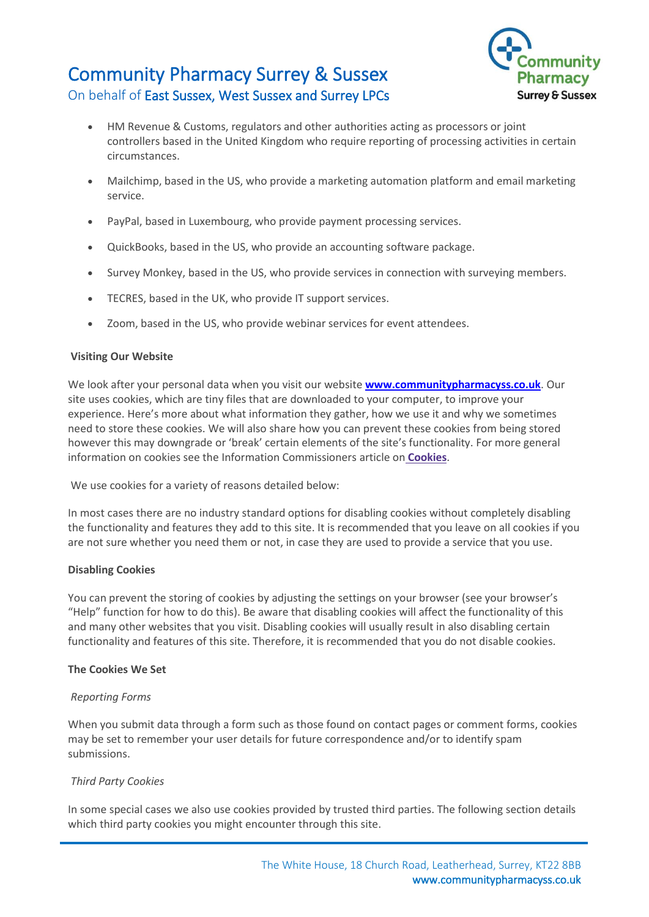- HM Revenue & Customs, regulators and other authorities acting as processors or joint controllers based in the United Kingdom who require reporting of processing activities in certain circumstances.

- Mailchimp, based in the US, who provide a marketing automation platform and email marketing service.

- PayPal, based in Luxembourg, who provide payment processing services.

- QuickBooks, based in the US, who provide an accounting software package.

- Survey Monkey, based in the US, who provide services in connection with surveying members.

- TECRES, based in the UK, who provide IT support services.

- Zoom, based in the US, who provide webinar services for event attendees.

**Visiting Our Website**

We look after your personal data when you visit our website **www.communitypharmacyss.co.uk**. Our site uses cookies, which are tiny files that are downloaded to your computer, to improve your experience. Here's more about what information they gather, how we use it and why we sometimes need to store these cookies. We will also share how you can prevent these cookies from being stored however this may downgrade or 'break' certain elements of the site's functionality. For more general information on cookies see the Information Commissioners article on **Cookies**.

We use cookies for a variety of reasons detailed below:

In most cases there are no industry standard options for disabling cookies without completely disabling the functionality and features they add to this site. It is recommended that you leave on all cookies if you are not sure whether you need them or not, in case they are used to provide a service that you use.

**Disabling Cookies**

You can prevent the storing of cookies by adjusting the settings on your browser (see your browser's "Help" function for how to do this). Be aware that disabling cookies will affect the functionality of this and many other websites that you visit. Disabling cookies will usually result in also disabling certain functionality and features of this site. Therefore, it is recommended that you do not disable cookies.

**The Cookies We Set**

*Reporting Forms*

When you submit data through a form such as those found on contact pages or comment forms, cookies may be set to remember your user details for future correspondence and/or to identify spam submissions.

*Third Party Cookies*

In some special cases we also use cookies provided by trusted third parties. The following section details which third party cookies you might encounter through this site.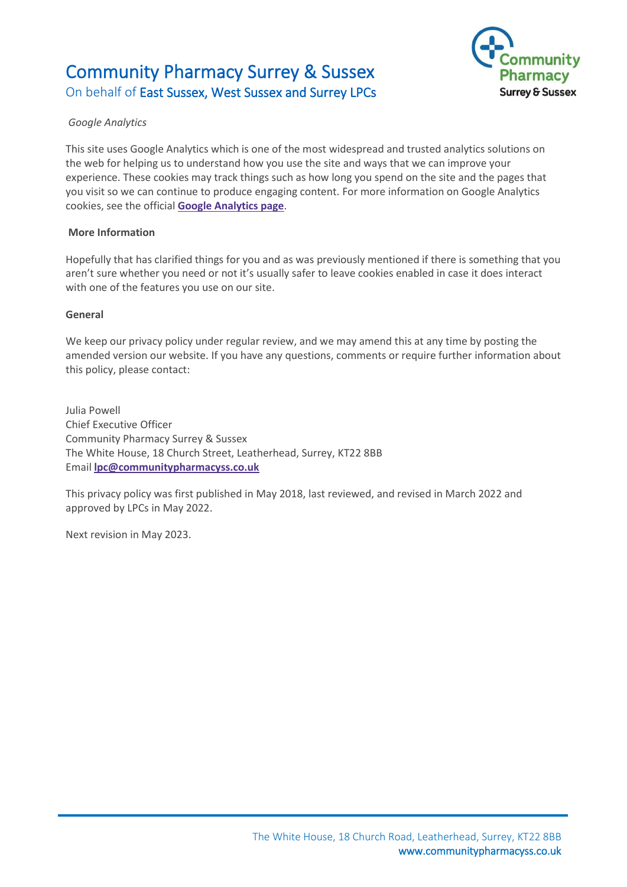*Google Analytics*

This site uses Google Analytics which is one of the most widespread and trusted analytics solutions on the web for helping us to understand how you use the site and ways that we can improve your experience. These cookies may track things such as how long you spend on the site and the pages that you visit so we can continue to produce engaging content. For more information on Google Analytics cookies, see the official **Google Analytics page**.

**More Information**

Hopefully that has clarified things for you and as was previously mentioned if there is something that you aren't sure whether you need or not it's usually safer to leave cookies enabled in case it does interact with one of the features you use on our site.

**General**

We keep our privacy policy under regular review, and we may amend this at any time by posting the amended version our website. If you have any questions, comments or require further information about this policy, please contact:

Julia Powell
Chief Executive Officer
Community Pharmacy Surrey & Sussex
The White House, 18 Church Street, Leatherhead, Surrey, KT22 8BB
Email **lpc@communitypharmacyss.co.uk**

This privacy policy was first published in May 2018, last reviewed, and revised in March 2022 and approved by LPCs in May 2022.

Next revision in May 2023.